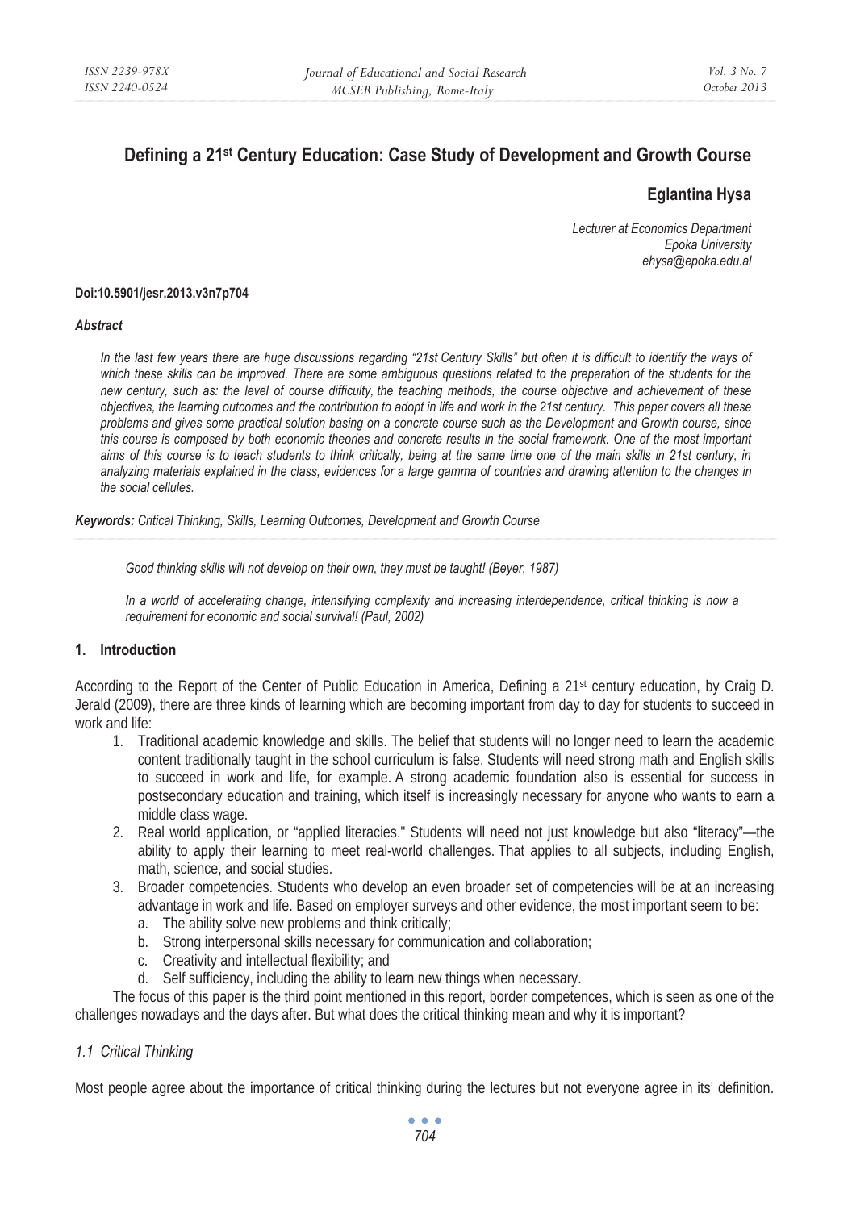# Defining a 21st Century Education: Case Study of Development and Growth Course

**Eglantina Hysa**

*Lecturer at Economics Department*
*Epoka University*
*ehysa@epoka.edu.al*

**Doi:10.5901/jesr.2013.v3n7p704**

***Abstract***

*In the last few years there are huge discussions regarding "21st Century Skills" but often it is difficult to identify the ways of which these skills can be improved. There are some ambiguous questions related to the preparation of the students for the new century, such as: the level of course difficulty, the teaching methods, the course objective and achievement of these objectives, the learning outcomes and the contribution to adopt in life and work in the 21st century. This paper covers all these problems and gives some practical solution basing on a concrete course such as the Development and Growth course, since this course is composed by both economic theories and concrete results in the social framework. One of the most important aims of this course is to teach students to think critically, being at the same time one of the main skills in 21st century, in analyzing materials explained in the class, evidences for a large gamma of countries and drawing attention to the changes in the social cellules.*

***Keywords:*** *Critical Thinking, Skills, Learning Outcomes, Development and Growth Course*

*Good thinking skills will not develop on their own, they must be taught! (Beyer, 1987)*

*In a world of accelerating change, intensifying complexity and increasing interdependence, critical thinking is now a requirement for economic and social survival! (Paul, 2002)*

## 1. Introduction

According to the Report of the Center of Public Education in America, Defining a 21st century education, by Craig D. Jerald (2009), there are three kinds of learning which are becoming important from day to day for students to succeed in work and life:

1. Traditional academic knowledge and skills. The belief that students will no longer need to learn the academic content traditionally taught in the school curriculum is false. Students will need strong math and English skills to succeed in work and life, for example. A strong academic foundation also is essential for success in postsecondary education and training, which itself is increasingly necessary for anyone who wants to earn a middle class wage.
2. Real world application, or "applied literacies." Students will need not just knowledge but also "literacy"—the ability to apply their learning to meet real-world challenges. That applies to all subjects, including English, math, science, and social studies.
3. Broader competencies. Students who develop an even broader set of competencies will be at an increasing advantage in work and life. Based on employer surveys and other evidence, the most important seem to be:
   a. The ability solve new problems and think critically;
   b. Strong interpersonal skills necessary for communication and collaboration;
   c. Creativity and intellectual flexibility; and
   d. Self sufficiency, including the ability to learn new things when necessary.

The focus of this paper is the third point mentioned in this report, border competences, which is seen as one of the challenges nowadays and the days after. But what does the critical thinking mean and why it is important?

### *1.1 Critical Thinking*

Most people agree about the importance of critical thinking during the lectures but not everyone agree in its' definition.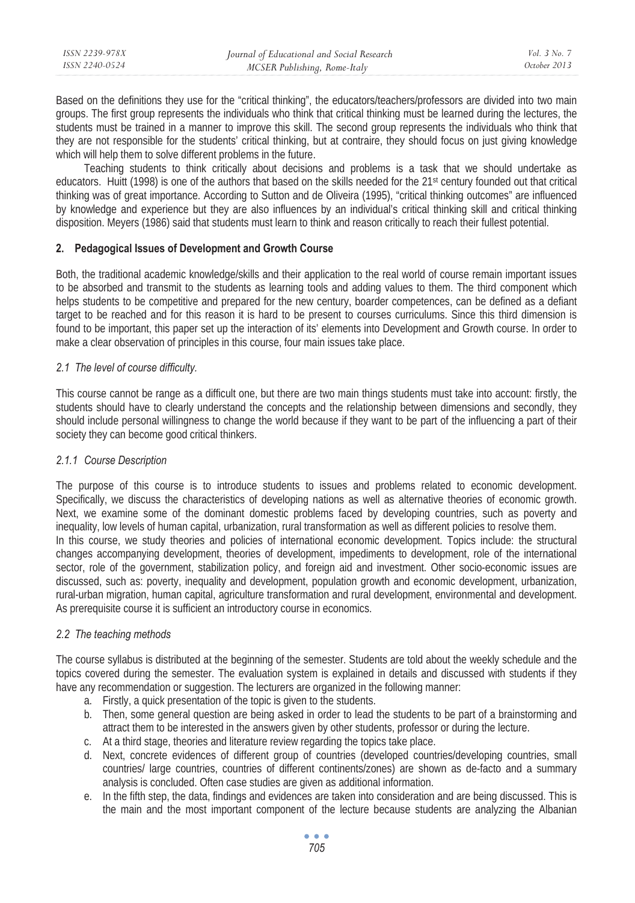Based on the definitions they use for the "critical thinking", the educators/teachers/professors are divided into two main groups. The first group represents the individuals who think that critical thinking must be learned during the lectures, the students must be trained in a manner to improve this skill. The second group represents the individuals who think that they are not responsible for the students' critical thinking, but at contraire, they should focus on just giving knowledge which will help them to solve different problems in the future.

Teaching students to think critically about decisions and problems is a task that we should undertake as educators. Huitt (1998) is one of the authors that based on the skills needed for the 21st century founded out that critical thinking was of great importance. According to Sutton and de Oliveira (1995), "critical thinking outcomes" are influenced by knowledge and experience but they are also influences by an individual's critical thinking skill and critical thinking disposition. Meyers (1986) said that students must learn to think and reason critically to reach their fullest potential.

## 2. Pedagogical Issues of Development and Growth Course

Both, the traditional academic knowledge/skills and their application to the real world of course remain important issues to be absorbed and transmit to the students as learning tools and adding values to them. The third component which helps students to be competitive and prepared for the new century, boarder competences, can be defined as a defiant target to be reached and for this reason it is hard to be present to courses curriculums. Since this third dimension is found to be important, this paper set up the interaction of its' elements into Development and Growth course. In order to make a clear observation of principles in this course, four main issues take place.

### *2.1 The level of course difficulty.*

This course cannot be range as a difficult one, but there are two main things students must take into account: firstly, the students should have to clearly understand the concepts and the relationship between dimensions and secondly, they should include personal willingness to change the world because if they want to be part of the influencing a part of their society they can become good critical thinkers.

#### *2.1.1 Course Description*

The purpose of this course is to introduce students to issues and problems related to economic development. Specifically, we discuss the characteristics of developing nations as well as alternative theories of economic growth. Next, we examine some of the dominant domestic problems faced by developing countries, such as poverty and inequality, low levels of human capital, urbanization, rural transformation as well as different policies to resolve them.
In this course, we study theories and policies of international economic development. Topics include: the structural changes accompanying development, theories of development, impediments to development, role of the international sector, role of the government, stabilization policy, and foreign aid and investment. Other socio-economic issues are discussed, such as: poverty, inequality and development, population growth and economic development, urbanization, rural-urban migration, human capital, agriculture transformation and rural development, environmental and development. As prerequisite course it is sufficient an introductory course in economics.

### *2.2 The teaching methods*

The course syllabus is distributed at the beginning of the semester. Students are told about the weekly schedule and the topics covered during the semester. The evaluation system is explained in details and discussed with students if they have any recommendation or suggestion. The lecturers are organized in the following manner:

a. Firstly, a quick presentation of the topic is given to the students.
b. Then, some general question are being asked in order to lead the students to be part of a brainstorming and attract them to be interested in the answers given by other students, professor or during the lecture.
c. At a third stage, theories and literature review regarding the topics take place.
d. Next, concrete evidences of different group of countries (developed countries/developing countries, small countries/ large countries, countries of different continents/zones) are shown as de-facto and a summary analysis is concluded. Often case studies are given as additional information.
e. In the fifth step, the data, findings and evidences are taken into consideration and are being discussed. This is the main and the most important component of the lecture because students are analyzing the Albanian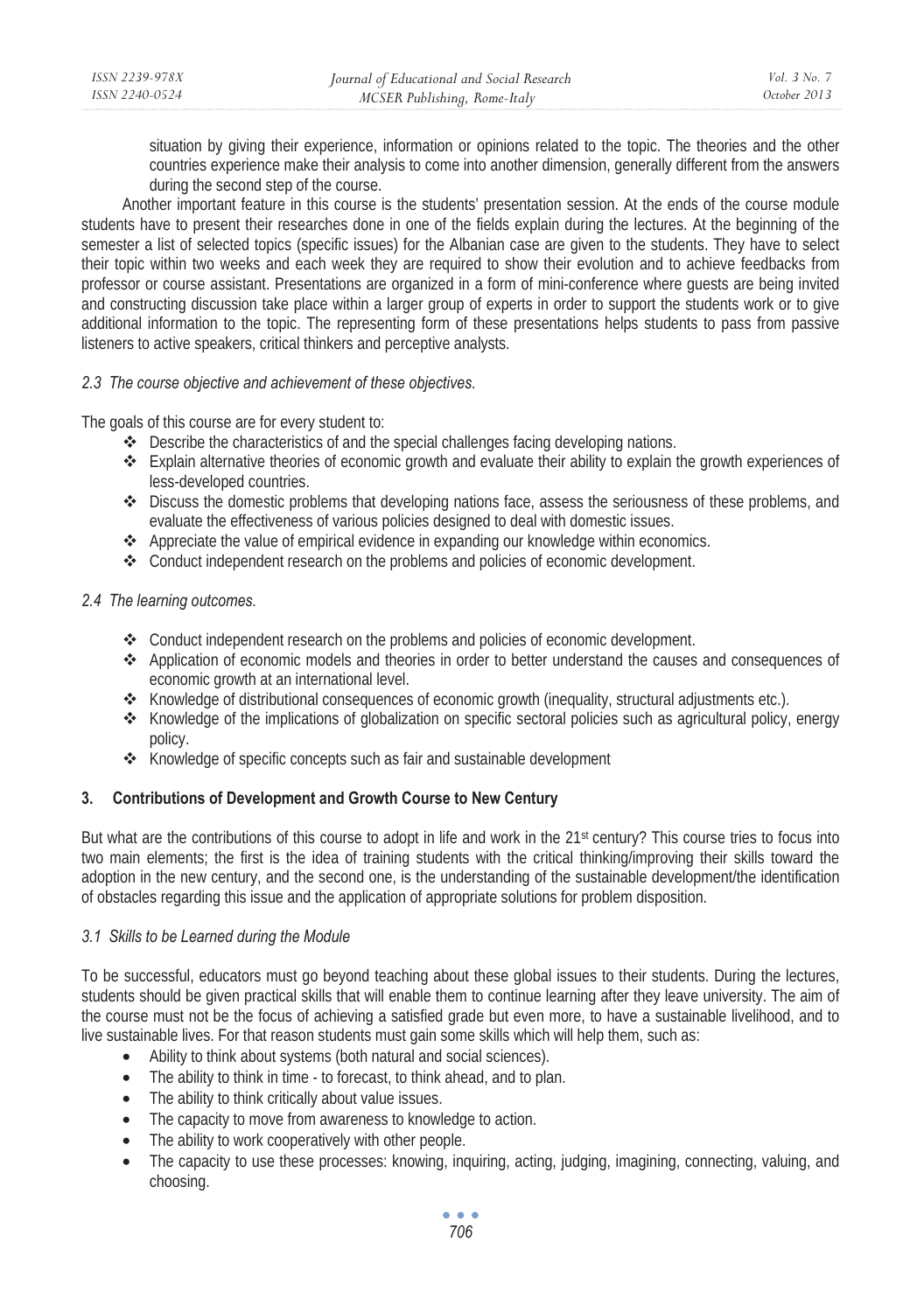situation by giving their experience, information or opinions related to the topic. The theories and the other countries experience make their analysis to come into another dimension, generally different from the answers during the second step of the course.

Another important feature in this course is the students' presentation session. At the ends of the course module students have to present their researches done in one of the fields explain during the lectures. At the beginning of the semester a list of selected topics (specific issues) for the Albanian case are given to the students. They have to select their topic within two weeks and each week they are required to show their evolution and to achieve feedbacks from professor or course assistant. Presentations are organized in a form of mini-conference where guests are being invited and constructing discussion take place within a larger group of experts in order to support the students work or to give additional information to the topic. The representing form of these presentations helps students to pass from passive listeners to active speakers, critical thinkers and perceptive analysts.

### *2.3 The course objective and achievement of these objectives.*

The goals of this course are for every student to:

- Describe the characteristics of and the special challenges facing developing nations.
- Explain alternative theories of economic growth and evaluate their ability to explain the growth experiences of less-developed countries.
- Discuss the domestic problems that developing nations face, assess the seriousness of these problems, and evaluate the effectiveness of various policies designed to deal with domestic issues.
- Appreciate the value of empirical evidence in expanding our knowledge within economics.
- Conduct independent research on the problems and policies of economic development.

### *2.4 The learning outcomes.*

- Conduct independent research on the problems and policies of economic development.
- Application of economic models and theories in order to better understand the causes and consequences of economic growth at an international level.
- Knowledge of distributional consequences of economic growth (inequality, structural adjustments etc.).
- Knowledge of the implications of globalization on specific sectoral policies such as agricultural policy, energy policy.
- Knowledge of specific concepts such as fair and sustainable development

## **3. Contributions of Development and Growth Course to New Century**

But what are the contributions of this course to adopt in life and work in the 21st century? This course tries to focus into two main elements; the first is the idea of training students with the critical thinking/improving their skills toward the adoption in the new century, and the second one, is the understanding of the sustainable development/the identification of obstacles regarding this issue and the application of appropriate solutions for problem disposition.

### *3.1 Skills to be Learned during the Module*

To be successful, educators must go beyond teaching about these global issues to their students. During the lectures, students should be given practical skills that will enable them to continue learning after they leave university. The aim of the course must not be the focus of achieving a satisfied grade but even more, to have a sustainable livelihood, and to live sustainable lives. For that reason students must gain some skills which will help them, such as:

- Ability to think about systems (both natural and social sciences).
- The ability to think in time - to forecast, to think ahead, and to plan.
- The ability to think critically about value issues.
- The capacity to move from awareness to knowledge to action.
- The ability to work cooperatively with other people.
- The capacity to use these processes: knowing, inquiring, acting, judging, imagining, connecting, valuing, and choosing.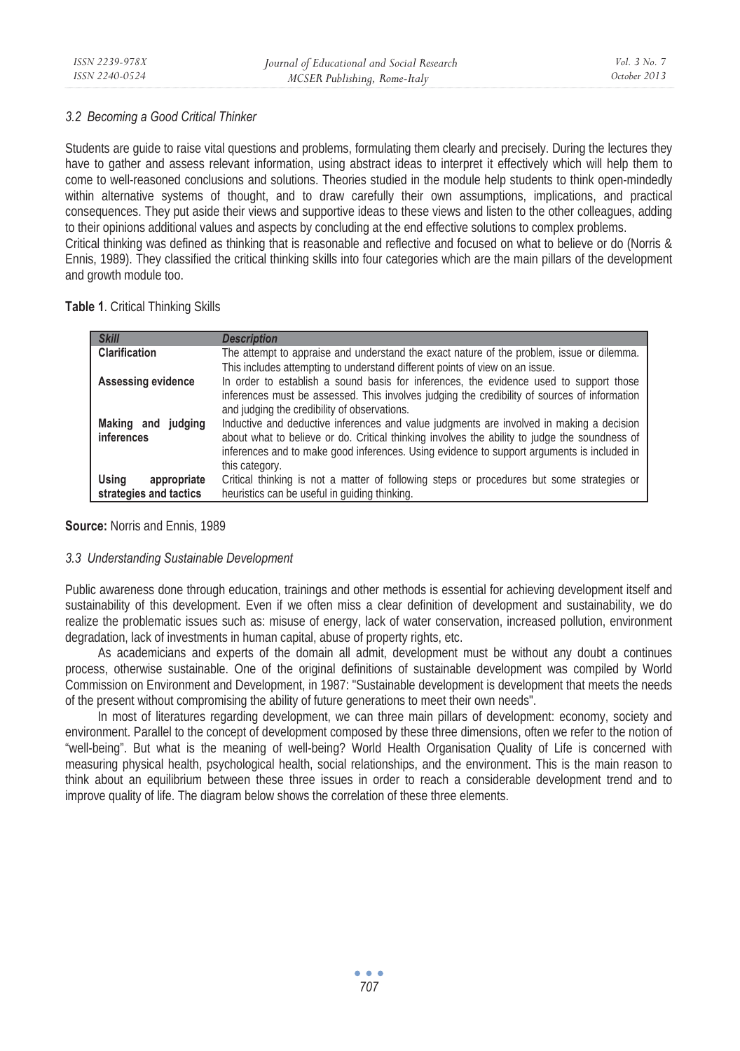### *3.2 Becoming a Good Critical Thinker*

Students are guide to raise vital questions and problems, formulating them clearly and precisely. During the lectures they have to gather and assess relevant information, using abstract ideas to interpret it effectively which will help them to come to well-reasoned conclusions and solutions. Theories studied in the module help students to think open-mindedly within alternative systems of thought, and to draw carefully their own assumptions, implications, and practical consequences. They put aside their views and supportive ideas to these views and listen to the other colleagues, adding to their opinions additional values and aspects by concluding at the end effective solutions to complex problems.

Critical thinking was defined as thinking that is reasonable and reflective and focused on what to believe or do (Norris & Ennis, 1989). They classified the critical thinking skills into four categories which are the main pillars of the development and growth module too.

**Table 1**. Critical Thinking Skills

| *Skill* | *Description* |
|---|---|
| **Clarification** | The attempt to appraise and understand the exact nature of the problem, issue or dilemma. This includes attempting to understand different points of view on an issue. |
| **Assessing evidence** | In order to establish a sound basis for inferences, the evidence used to support those inferences must be assessed. This involves judging the credibility of sources of information and judging the credibility of observations. |
| **Making and judging inferences** | Inductive and deductive inferences and value judgments are involved in making a decision about what to believe or do. Critical thinking involves the ability to judge the soundness of inferences and to make good inferences. Using evidence to support arguments is included in this category. |
| **Using appropriate strategies and tactics** | Critical thinking is not a matter of following steps or procedures but some strategies or heuristics can be useful in guiding thinking. |

**Source:** Norris and Ennis, 1989

### *3.3 Understanding Sustainable Development*

Public awareness done through education, trainings and other methods is essential for achieving development itself and sustainability of this development. Even if we often miss a clear definition of development and sustainability, we do realize the problematic issues such as: misuse of energy, lack of water conservation, increased pollution, environment degradation, lack of investments in human capital, abuse of property rights, etc.

As academicians and experts of the domain all admit, development must be without any doubt a continues process, otherwise sustainable. One of the original definitions of sustainable development was compiled by World Commission on Environment and Development, in 1987: "Sustainable development is development that meets the needs of the present without compromising the ability of future generations to meet their own needs".

In most of literatures regarding development, we can three main pillars of development: economy, society and environment. Parallel to the concept of development composed by these three dimensions, often we refer to the notion of "well-being". But what is the meaning of well-being? World Health Organisation Quality of Life is concerned with measuring physical health, psychological health, social relationships, and the environment. This is the main reason to think about an equilibrium between these three issues in order to reach a considerable development trend and to improve quality of life. The diagram below shows the correlation of these three elements.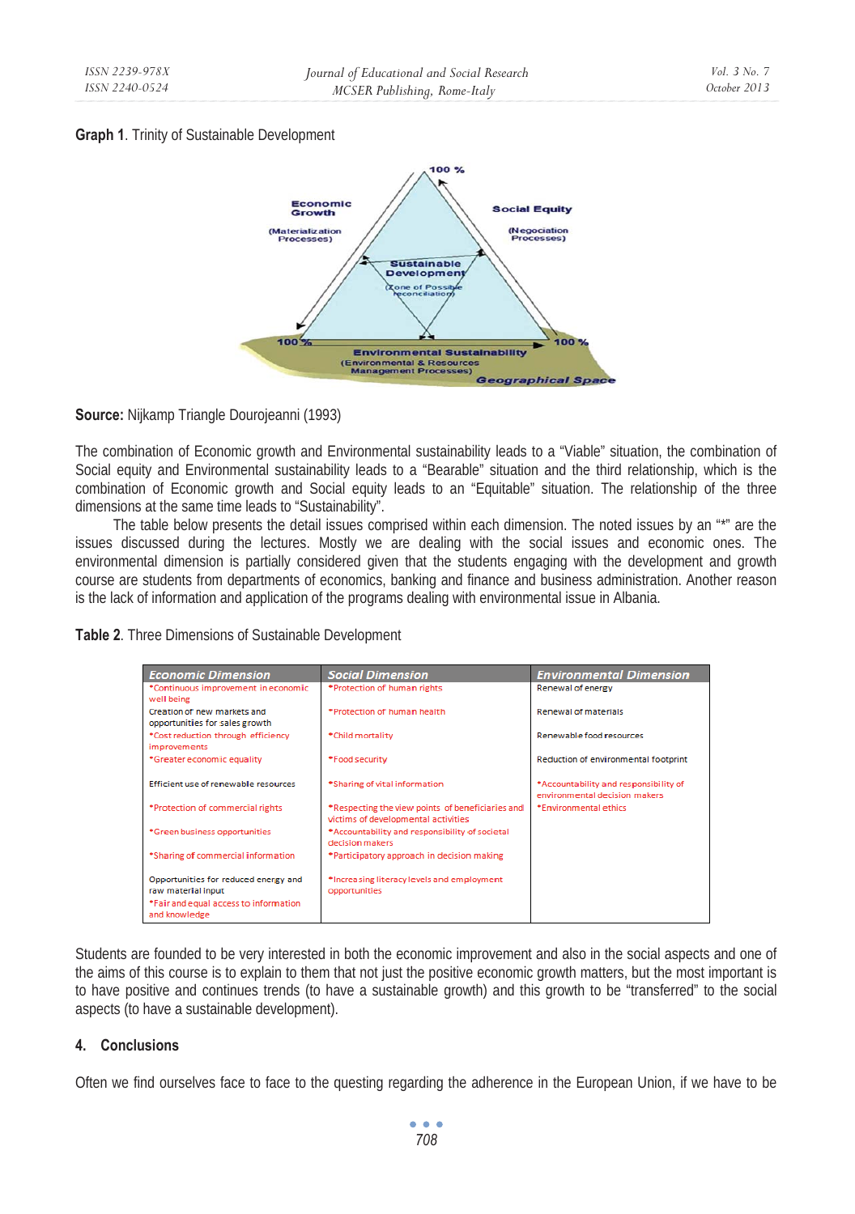**Graph 1**. Trinity of Sustainable Development

**Source:** Nijkamp Triangle Dourojeanni (1993)

The combination of Economic growth and Environmental sustainability leads to a "Viable" situation, the combination of Social equity and Environmental sustainability leads to a "Bearable" situation and the third relationship, which is the combination of Economic growth and Social equity leads to an "Equitable" situation. The relationship of the three dimensions at the same time leads to "Sustainability".

The table below presents the detail issues comprised within each dimension. The noted issues by an "*" are the issues discussed during the lectures. Mostly we are dealing with the social issues and economic ones. The environmental dimension is partially considered given that the students engaging with the development and growth course are students from departments of economics, banking and finance and business administration. Another reason is the lack of information and application of the programs dealing with environmental issue in Albania.

**Table 2**. Three Dimensions of Sustainable Development

| Economic Dimension | Social Dimension | Environmental Dimension |
|---|---|---|
| *Continuous improvement in economic well being | *Protection of human rights | Renewal of energy |
| Creation of new markets and opportunities for sales growth | *Protection of human health | Renewal of materials |
| *Cost reduction through efficiency improvements | *Child mortality | Renewable food resources |
| *Greater economic equality | *Food security | Reduction of environmental footprint |
| Efficient use of renewable resources | *Sharing of vital information | *Accountability and responsibility of environmental decision makers |
| *Protection of commercial rights | *Respecting the view points of beneficiaries and victims of developmental activities | *Environmental ethics |
| *Green business opportunities | *Accountability and responsibility of societal decision makers | |
| *Sharing of commercial information | *Participatory approach in decision making | |
| Opportunities for reduced energy and raw material input | *Increasing literacy levels and employment opportunities | |
| *Fair and equal access to information and knowledge | | |

Students are founded to be very interested in both the economic improvement and also in the social aspects and one of the aims of this course is to explain to them that not just the positive economic growth matters, but the most important is to have positive and continues trends (to have a sustainable growth) and this growth to be "transferred" to the social aspects (to have a sustainable development).

## 4. Conclusions

Often we find ourselves face to face to the questing regarding the adherence in the European Union, if we have to be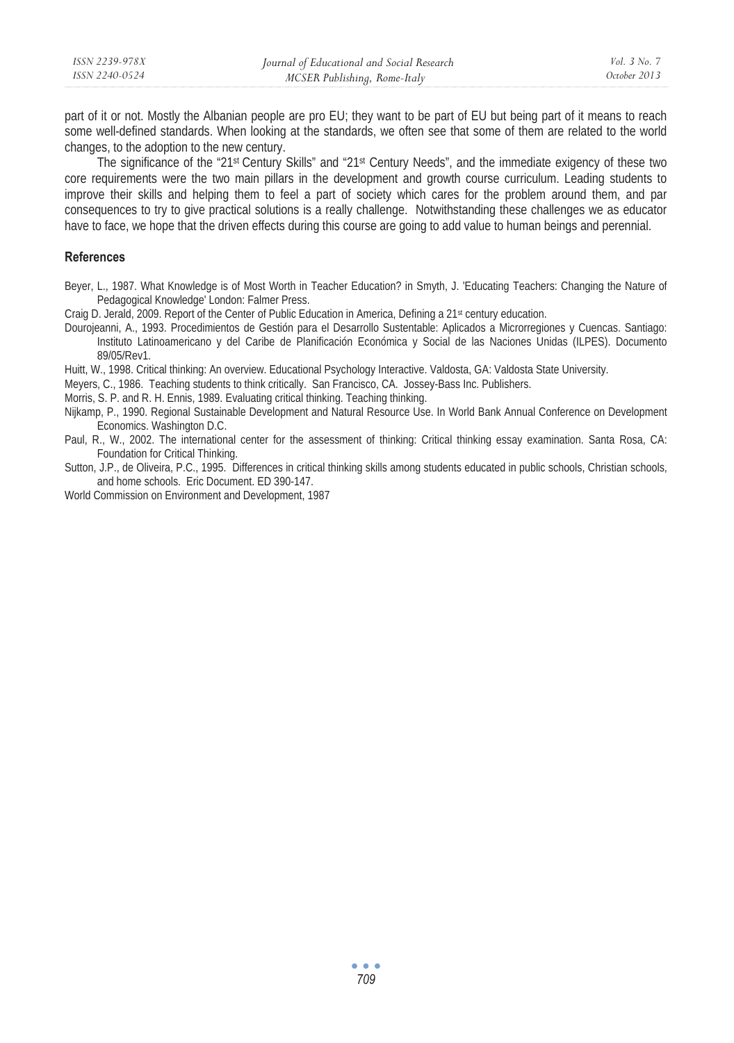part of it or not. Mostly the Albanian people are pro EU; they want to be part of EU but being part of it means to reach some well-defined standards. When looking at the standards, we often see that some of them are related to the world changes, to the adoption to the new century.

The significance of the "21st Century Skills" and "21st Century Needs", and the immediate exigency of these two core requirements were the two main pillars in the development and growth course curriculum. Leading students to improve their skills and helping them to feel a part of society which cares for the problem around them, and par consequences to try to give practical solutions is a really challenge. Notwithstanding these challenges we as educator have to face, we hope that the driven effects during this course are going to add value to human beings and perennial.

## References

Beyer, L., 1987. What Knowledge is of Most Worth in Teacher Education? in Smyth, J. 'Educating Teachers: Changing the Nature of Pedagogical Knowledge' London: Falmer Press.

Craig D. Jerald, 2009. Report of the Center of Public Education in America, Defining a 21st century education.

Dourojeanni, A., 1993. Procedimientos de Gestión para el Desarrollo Sustentable: Aplicados a Microrregiones y Cuencas. Santiago: Instituto Latinoamericano y del Caribe de Planificación Económica y Social de las Naciones Unidas (ILPES). Documento 89/05/Rev1.

Huitt, W., 1998. Critical thinking: An overview. Educational Psychology Interactive. Valdosta, GA: Valdosta State University.

Meyers, C., 1986. Teaching students to think critically. San Francisco, CA. Jossey-Bass Inc. Publishers.

Morris, S. P. and R. H. Ennis, 1989. Evaluating critical thinking. Teaching thinking.

Nijkamp, P., 1990. Regional Sustainable Development and Natural Resource Use. In World Bank Annual Conference on Development Economics. Washington D.C.

Paul, R., W., 2002. The international center for the assessment of thinking: Critical thinking essay examination. Santa Rosa, CA: Foundation for Critical Thinking.

Sutton, J.P., de Oliveira, P.C., 1995. Differences in critical thinking skills among students educated in public schools, Christian schools, and home schools. Eric Document. ED 390-147.

World Commission on Environment and Development, 1987